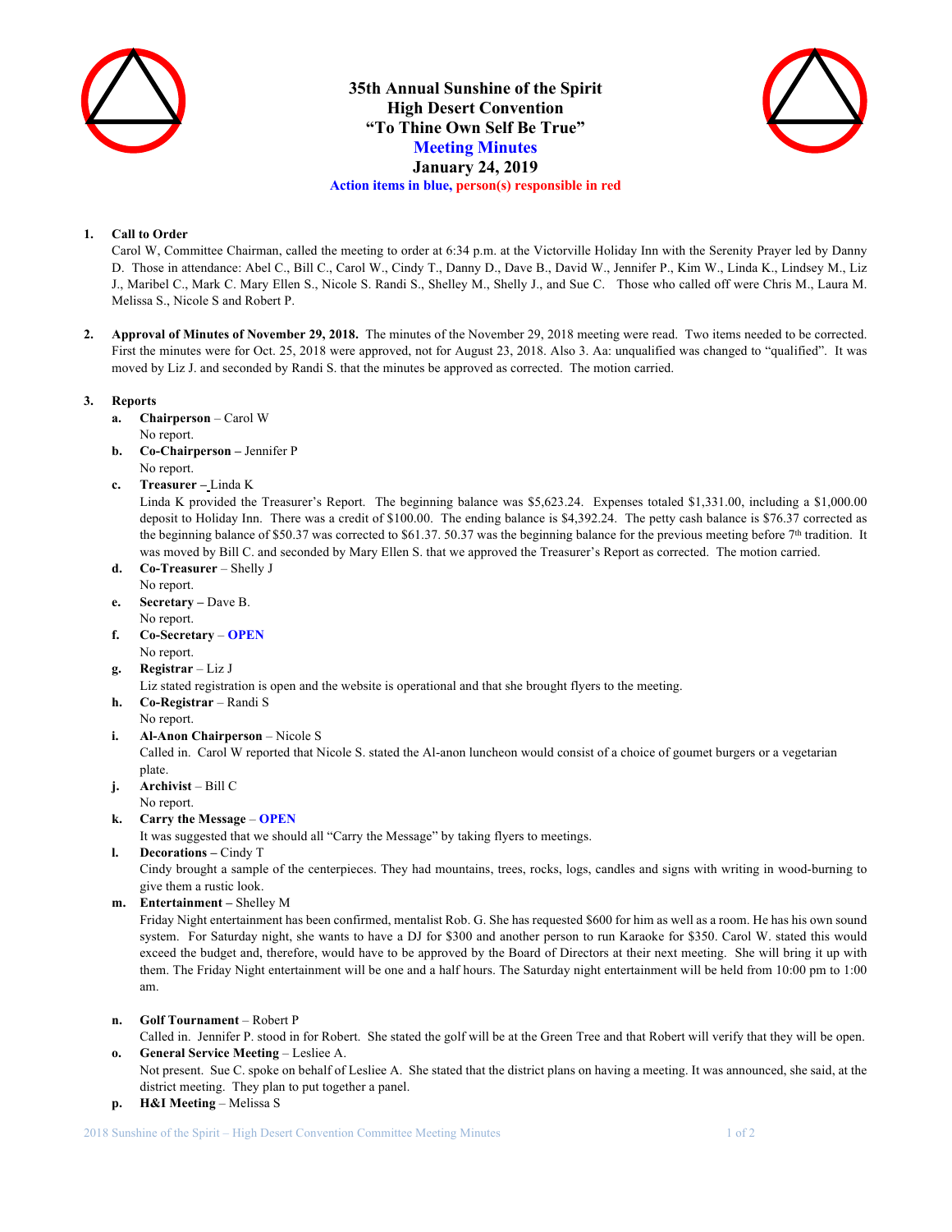# 35th Annual Sunshine of the Spirit
# High Desert Convention
# "To Thine Own Self Be True"
## Meeting Minutes
## January 24, 2019

**Action items in blue, person(s) responsible in red**

1. **Call to Order**
   Carol W, Committee Chairman, called the meeting to order at 6:34 p.m. at the Victorville Holiday Inn with the Serenity Prayer led by Danny D. Those in attendance: Abel C., Bill C., Carol W., Cindy T., Danny D., Dave B., David W., Jennifer P., Kim W., Linda K., Lindsey M., Liz J., Maribel C., Mark C. Mary Ellen S., Nicole S. Randi S., Shelley M., Shelly J., and Sue C. Those who called off were Chris M., Laura M. Melissa S., Nicole S and Robert P.

2. **Approval of Minutes of November 29, 2018.** The minutes of the November 29, 2018 meeting were read. Two items needed to be corrected. First the minutes were for Oct. 25, 2018 were approved, not for August 23, 2018. Also 3. Aa: unqualified was changed to "qualified". It was moved by Liz J. and seconded by Randi S. that the minutes be approved as corrected. The motion carried.

3. **Reports**
   a. **Chairperson** – Carol W
      No report.
   b. **Co-Chairperson –** Jennifer P
      No report.
   c. **Treasurer –** Linda K
      Linda K provided the Treasurer's Report. The beginning balance was $5,623.24. Expenses totaled $1,331.00, including a $1,000.00 deposit to Holiday Inn. There was a credit of $100.00. The ending balance is $4,392.24. The petty cash balance is $76.37 corrected as the beginning balance of $50.37 was corrected to $61.37. 50.37 was the beginning balance for the previous meeting before 7th tradition. It was moved by Bill C. and seconded by Mary Ellen S. that we approved the Treasurer's Report as corrected. The motion carried.
   d. **Co-Treasurer** – Shelly J
      No report.
   e. **Secretary –** Dave B.
      No report.
   f. **Co-Secretary** – **OPEN**
      No report.
   g. **Registrar** – Liz J
      Liz stated registration is open and the website is operational and that she brought flyers to the meeting.
   h. **Co-Registrar** – Randi S
      No report.
   i. **Al-Anon Chairperson** – Nicole S
      Called in. Carol W reported that Nicole S. stated the Al-anon luncheon would consist of a choice of goumet burgers or a vegetarian plate.
   j. **Archivist** – Bill C
      No report.
   k. **Carry the Message** – **OPEN**
      It was suggested that we should all "Carry the Message" by taking flyers to meetings.
   l. **Decorations –** Cindy T
      Cindy brought a sample of the centerpieces. They had mountains, trees, rocks, logs, candles and signs with writing in wood-burning to give them a rustic look.
   m. **Entertainment –** Shelley M
      Friday Night entertainment has been confirmed, mentalist Rob. G. She has requested $600 for him as well as a room. He has his own sound system. For Saturday night, she wants to have a DJ for $300 and another person to run Karaoke for $350. Carol W. stated this would exceed the budget and, therefore, would have to be approved by the Board of Directors at their next meeting. She will bring it up with them. The Friday Night entertainment will be one and a half hours. The Saturday night entertainment will be held from 10:00 pm to 1:00 am.
   n. **Golf Tournament** – Robert P
      Called in. Jennifer P. stood in for Robert. She stated the golf will be at the Green Tree and that Robert will verify that they will be open.
   o. **General Service Meeting** – Lesliee A.
      Not present. Sue C. spoke on behalf of Lesliee A. She stated that the district plans on having a meeting. It was announced, she said, at the district meeting. They plan to put together a panel.
   p. **H&I Meeting** – Melissa S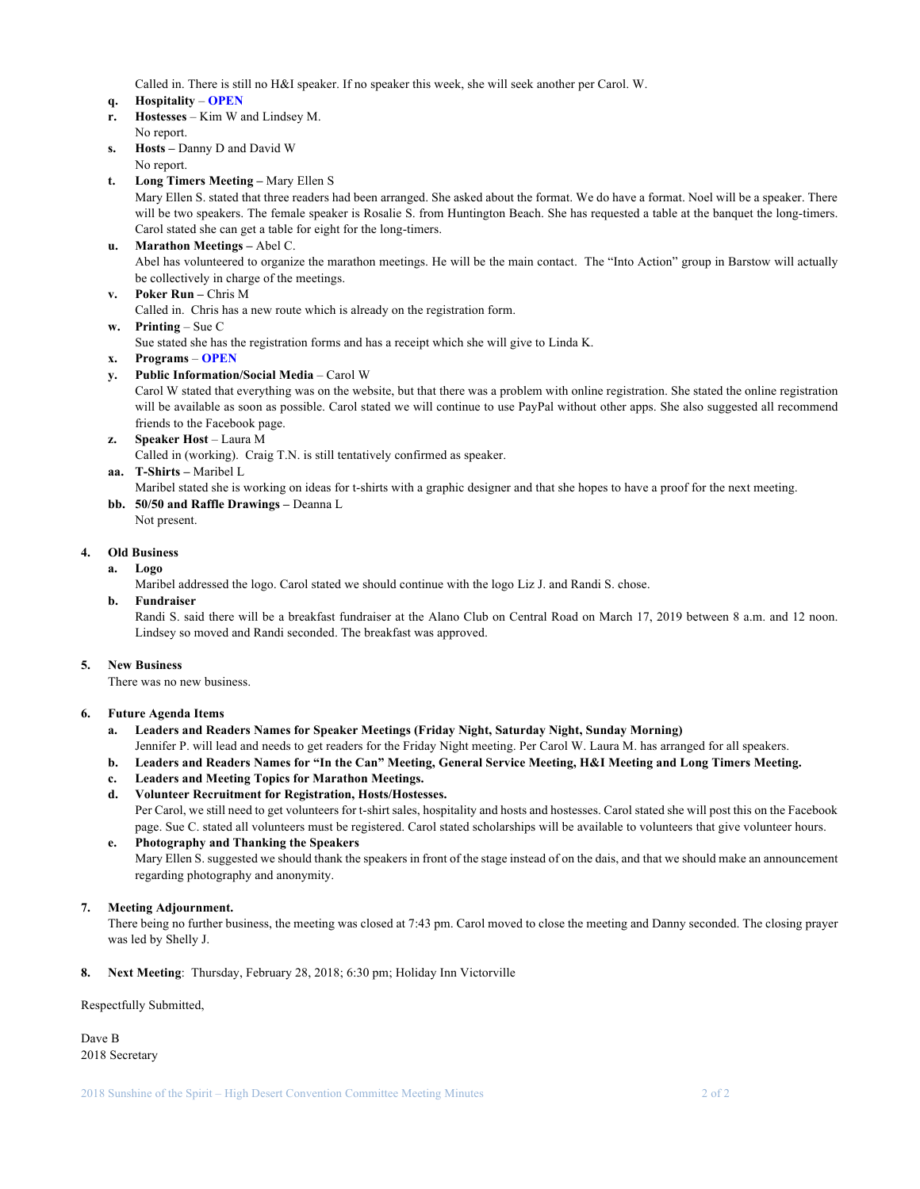Called in. There is still no H&I speaker. If no speaker this week, she will seek another per Carol. W.

q. **Hospitality** – **OPEN**

r. **Hostesses** – Kim W and Lindsey M.
   No report.

s. **Hosts –** Danny D and David W
   No report.

t. **Long Timers Meeting –** Mary Ellen S
   Mary Ellen S. stated that three readers had been arranged. She asked about the format. We do have a format. Noel will be a speaker. There will be two speakers. The female speaker is Rosalie S. from Huntington Beach. She has requested a table at the banquet the long-timers. Carol stated she can get a table for eight for the long-timers.

u. **Marathon Meetings –** Abel C.
   Abel has volunteered to organize the marathon meetings. He will be the main contact. The "Into Action" group in Barstow will actually be collectively in charge of the meetings.

v. **Poker Run –** Chris M
   Called in. Chris has a new route which is already on the registration form.

w. **Printing** – Sue C
   Sue stated she has the registration forms and has a receipt which she will give to Linda K.

x. **Programs** – **OPEN**

y. **Public Information/Social Media** – Carol W
   Carol W stated that everything was on the website, but that there was a problem with online registration. She stated the online registration will be available as soon as possible. Carol stated we will continue to use PayPal without other apps. She also suggested all recommend friends to the Facebook page.

z. **Speaker Host** – Laura M
   Called in (working). Craig T.N. is still tentatively confirmed as speaker.

aa. **T-Shirts –** Maribel L
   Maribel stated she is working on ideas for t-shirts with a graphic designer and that she hopes to have a proof for the next meeting.

bb. **50/50 and Raffle Drawings –** Deanna L
   Not present.

**4. Old Business**

a. **Logo**
   Maribel addressed the logo. Carol stated we should continue with the logo Liz J. and Randi S. chose.

b. **Fundraiser**
   Randi S. said there will be a breakfast fundraiser at the Alano Club on Central Road on March 17, 2019 between 8 a.m. and 12 noon. Lindsey so moved and Randi seconded. The breakfast was approved.

**5. New Business**

There was no new business.

**6. Future Agenda Items**

a. **Leaders and Readers Names for Speaker Meetings (Friday Night, Saturday Night, Sunday Morning)**
   Jennifer P. will lead and needs to get readers for the Friday Night meeting. Per Carol W. Laura M. has arranged for all speakers.

b. **Leaders and Readers Names for "In the Can" Meeting, General Service Meeting, H&I Meeting and Long Timers Meeting.**

c. **Leaders and Meeting Topics for Marathon Meetings.**

d. **Volunteer Recruitment for Registration, Hosts/Hostesses.**
   Per Carol, we still need to get volunteers for t-shirt sales, hospitality and hosts and hostesses. Carol stated she will post this on the Facebook page. Sue C. stated all volunteers must be registered. Carol stated scholarships will be available to volunteers that give volunteer hours.

e. **Photography and Thanking the Speakers**
   Mary Ellen S. suggested we should thank the speakers in front of the stage instead of on the dais, and that we should make an announcement regarding photography and anonymity.

**7. Meeting Adjournment.**

There being no further business, the meeting was closed at 7:43 pm. Carol moved to close the meeting and Danny seconded. The closing prayer was led by Shelly J.

**8. Next Meeting**: Thursday, February 28, 2018; 6:30 pm; Holiday Inn Victorville

Respectfully Submitted,

Dave B
2018 Secretary